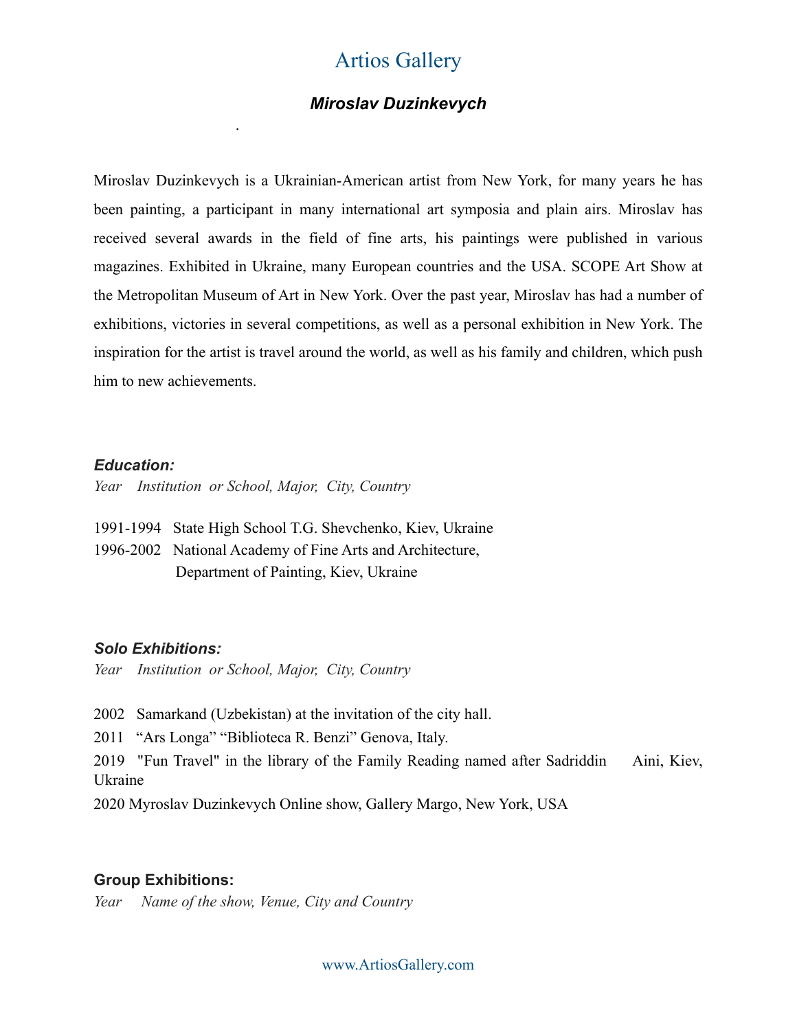# Artios Gallery

## *Miroslav Duzinkevych*

Miroslav Duzinkevych is a Ukrainian-American artist from New York, for many years he has been painting, a participant in many international art symposia and plain airs. Miroslav has received several awards in the field of fine arts, his paintings were published in various magazines. Exhibited in Ukraine, many European countries and the USA. SCOPE Art Show at the Metropolitan Museum of Art in New York. Over the past year, Miroslav has had a number of exhibitions, victories in several competitions, as well as a personal exhibition in New York. The inspiration for the artist is travel around the world, as well as his family and children, which push him to new achievements.

### *Education:*

*Year Institution or School, Major, City, Country*

1991-1994 State High School T.G. Shevchenko, Kiev, Ukraine
1996-2002 National Academy of Fine Arts and Architecture, Department of Painting, Kiev, Ukraine

### *Solo Exhibitions:*

*Year Institution or School, Major, City, Country*

2002 Samarkand (Uzbekistan) at the invitation of the city hall.

2011 "Ars Longa" "Biblioteca R. Benzi" Genova, Italy.

2019 "Fun Travel" in the library of the Family Reading named after Sadriddin Aini, Kiev, Ukraine

2020 Myroslav Duzinkevych Online show, Gallery Margo, New York, USA

### Group Exhibitions:

*Year Name of the show, Venue, City and Country*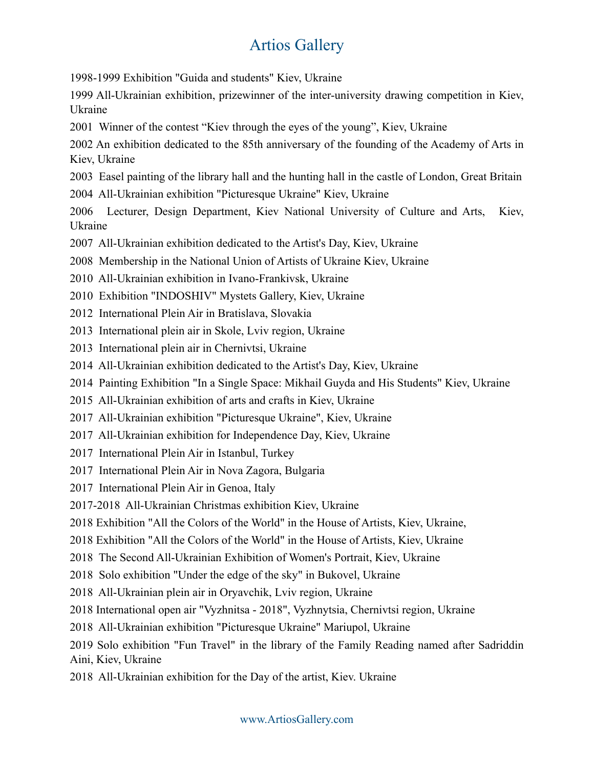# Artios Gallery

1998-1999 Exhibition "Guida and students" Kiev, Ukraine

1999 All-Ukrainian exhibition, prizewinner of the inter-university drawing competition in Kiev, Ukraine

2001 Winner of the contest “Kiev through the eyes of the young”, Kiev, Ukraine

2002 An exhibition dedicated to the 85th anniversary of the founding of the Academy of Arts in Kiev, Ukraine

2003 Easel painting of the library hall and the hunting hall in the castle of London, Great Britain

2004 All-Ukrainian exhibition "Picturesque Ukraine" Kiev, Ukraine

2006 Lecturer, Design Department, Kiev National University of Culture and Arts, Kiev, Ukraine

2007 All-Ukrainian exhibition dedicated to the Artist's Day, Kiev, Ukraine

2008 Membership in the National Union of Artists of Ukraine Kiev, Ukraine

2010 All-Ukrainian exhibition in Ivano-Frankivsk, Ukraine

2010 Exhibition "INDOSHIV" Mystets Gallery, Kiev, Ukraine

2012 International Plein Air in Bratislava, Slovakia

2013 International plein air in Skole, Lviv region, Ukraine

2013 International plein air in Chernivtsi, Ukraine

2014 All-Ukrainian exhibition dedicated to the Artist's Day, Kiev, Ukraine

2014 Painting Exhibition "In a Single Space: Mikhail Guyda and His Students" Kiev, Ukraine

2015 All-Ukrainian exhibition of arts and crafts in Kiev, Ukraine

2017 All-Ukrainian exhibition "Picturesque Ukraine", Kiev, Ukraine

2017 All-Ukrainian exhibition for Independence Day, Kiev, Ukraine

2017 International Plein Air in Istanbul, Turkey

2017 International Plein Air in Nova Zagora, Bulgaria

2017 International Plein Air in Genoa, Italy

2017-2018 All-Ukrainian Christmas exhibition Kiev, Ukraine

2018 Exhibition "All the Colors of the World" in the House of Artists, Kiev, Ukraine,

2018 Exhibition "All the Colors of the World" in the House of Artists, Kiev, Ukraine

2018 The Second All-Ukrainian Exhibition of Women's Portrait, Kiev, Ukraine

2018 Solo exhibition "Under the edge of the sky" in Bukovel, Ukraine

2018 All-Ukrainian plein air in Oryavchik, Lviv region, Ukraine

2018 International open air "Vyzhnitsa - 2018", Vyzhnytsia, Chernivtsi region, Ukraine

2018 All-Ukrainian exhibition "Picturesque Ukraine" Mariupol, Ukraine

2019 Solo exhibition "Fun Travel" in the library of the Family Reading named after Sadriddin Aini, Kiev, Ukraine

2018 All-Ukrainian exhibition for the Day of the artist, Kiev. Ukraine

www.ArtiosGallery.com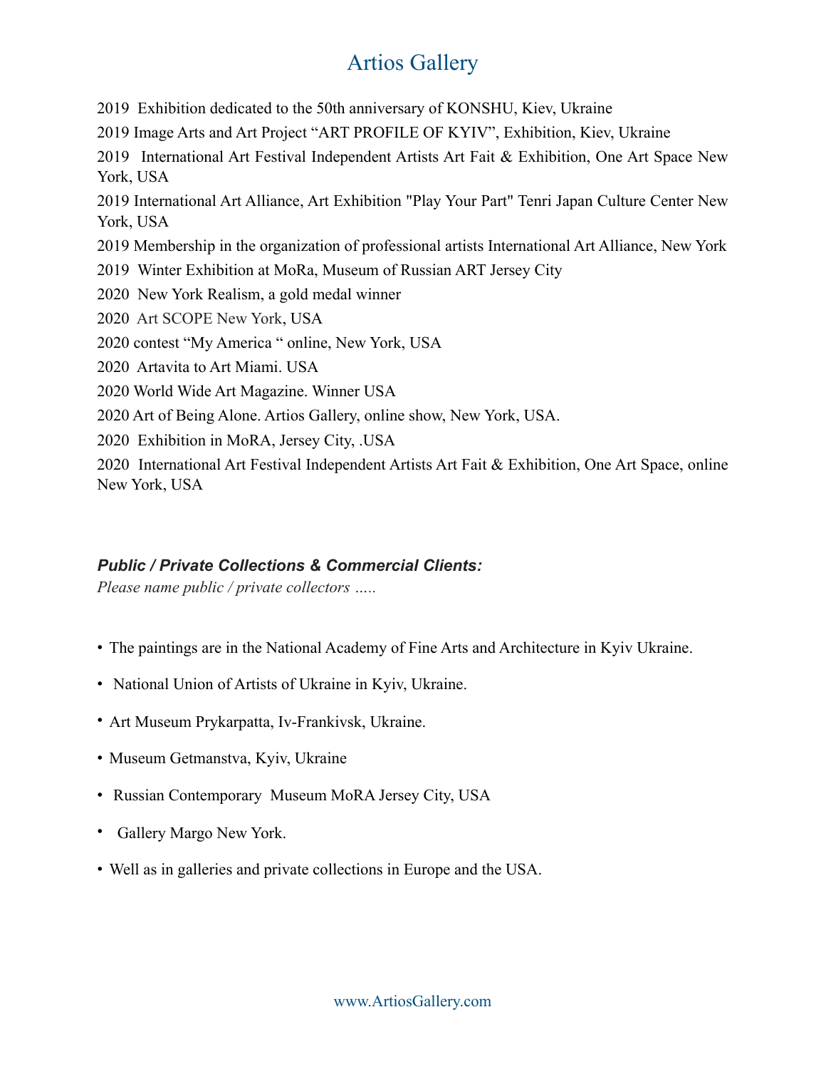2019 Exhibition dedicated to the 50th anniversary of KONSHU, Kiev, Ukraine

2019 Image Arts and Art Project "ART PROFILE OF KYIV", Exhibition, Kiev, Ukraine

2019 International Art Festival Independent Artists Art Fait & Exhibition, One Art Space New York, USA

2019 International Art Alliance, Art Exhibition "Play Your Part" Tenri Japan Culture Center New York, USA

2019 Membership in the organization of professional artists International Art Alliance, New York

2019 Winter Exhibition at MoRa, Museum of Russian ART Jersey City

2020 New York Realism, a gold medal winner

2020 Art SCOPE New York, USA

2020 contest "My America " online, New York, USA

2020 Artavita to Art Miami. USA

2020 World Wide Art Magazine. Winner USA

2020 Art of Being Alone. Artios Gallery, online show, New York, USA.

2020 Exhibition in MoRA, Jersey City, .USA

2020 International Art Festival Independent Artists Art Fait & Exhibition, One Art Space, online New York, USA

***Public / Private Collections & Commercial Clients:***

*Please name public / private collectors .....*

- The paintings are in the National Academy of Fine Arts and Architecture in Kyiv Ukraine.
- National Union of Artists of Ukraine in Kyiv, Ukraine.
- Art Museum Prykarpatta, Iv-Frankivsk, Ukraine.
- Museum Getmanstva, Kyiv, Ukraine
- Russian Contemporary Museum MoRA Jersey City, USA
- Gallery Margo New York.
- Well as in galleries and private collections in Europe and the USA.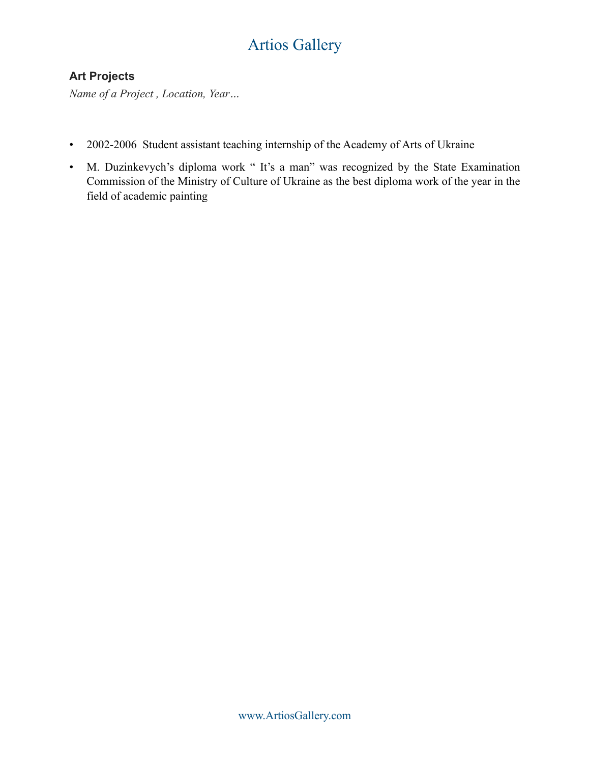## Art Projects

*Name of a Project , Location, Year…*

- 2002-2006 Student assistant teaching internship of the Academy of Arts of Ukraine
- M. Duzinkevych's diploma work " It's a man" was recognized by the State Examination Commission of the Ministry of Culture of Ukraine as the best diploma work of the year in the field of academic painting